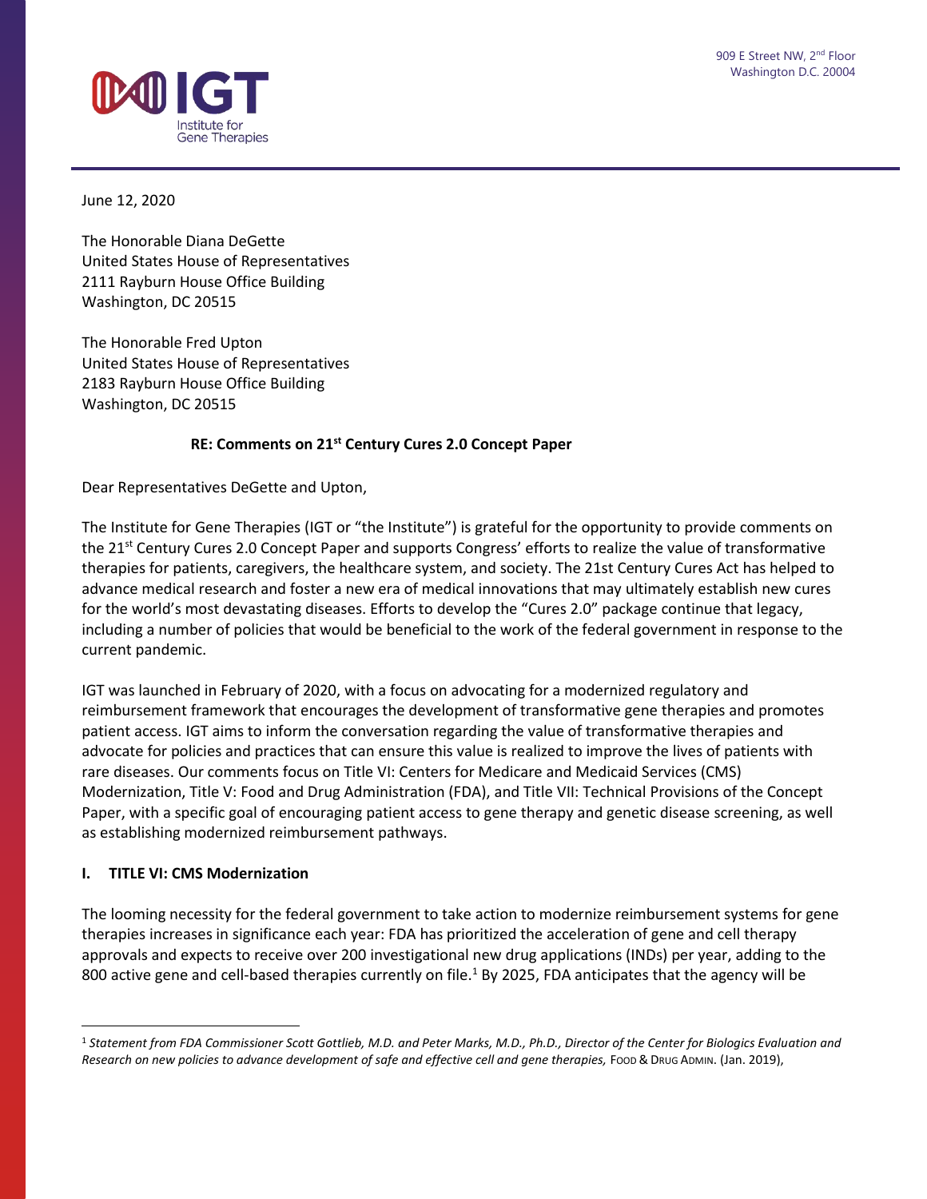909 E Street NW, 2nd Floor
Washington D.C. 20004

June 12, 2020

The Honorable Diana DeGette
United States House of Representatives
2111 Rayburn House Office Building
Washington, DC 20515

The Honorable Fred Upton
United States House of Representatives
2183 Rayburn House Office Building
Washington, DC 20515

**RE: Comments on 21st Century Cures 2.0 Concept Paper**

Dear Representatives DeGette and Upton,

The Institute for Gene Therapies (IGT or "the Institute") is grateful for the opportunity to provide comments on the 21st Century Cures 2.0 Concept Paper and supports Congress' efforts to realize the value of transformative therapies for patients, caregivers, the healthcare system, and society. The 21st Century Cures Act has helped to advance medical research and foster a new era of medical innovations that may ultimately establish new cures for the world's most devastating diseases. Efforts to develop the "Cures 2.0" package continue that legacy, including a number of policies that would be beneficial to the work of the federal government in response to the current pandemic.

IGT was launched in February of 2020, with a focus on advocating for a modernized regulatory and reimbursement framework that encourages the development of transformative gene therapies and promotes patient access. IGT aims to inform the conversation regarding the value of transformative therapies and advocate for policies and practices that can ensure this value is realized to improve the lives of patients with rare diseases. Our comments focus on Title VI: Centers for Medicare and Medicaid Services (CMS) Modernization, Title V: Food and Drug Administration (FDA), and Title VII: Technical Provisions of the Concept Paper, with a specific goal of encouraging patient access to gene therapy and genetic disease screening, as well as establishing modernized reimbursement pathways.

## I. TITLE VI: CMS Modernization

The looming necessity for the federal government to take action to modernize reimbursement systems for gene therapies increases in significance each year: FDA has prioritized the acceleration of gene and cell therapy approvals and expects to receive over 200 investigational new drug applications (INDs) per year, adding to the 800 active gene and cell-based therapies currently on file.[1] By 2025, FDA anticipates that the agency will be

---

[1] *Statement from FDA Commissioner Scott Gottlieb, M.D. and Peter Marks, M.D., Ph.D., Director of the Center for Biologics Evaluation and Research on new policies to advance development of safe and effective cell and gene therapies,* FOOD & DRUG ADMIN. (Jan. 2019),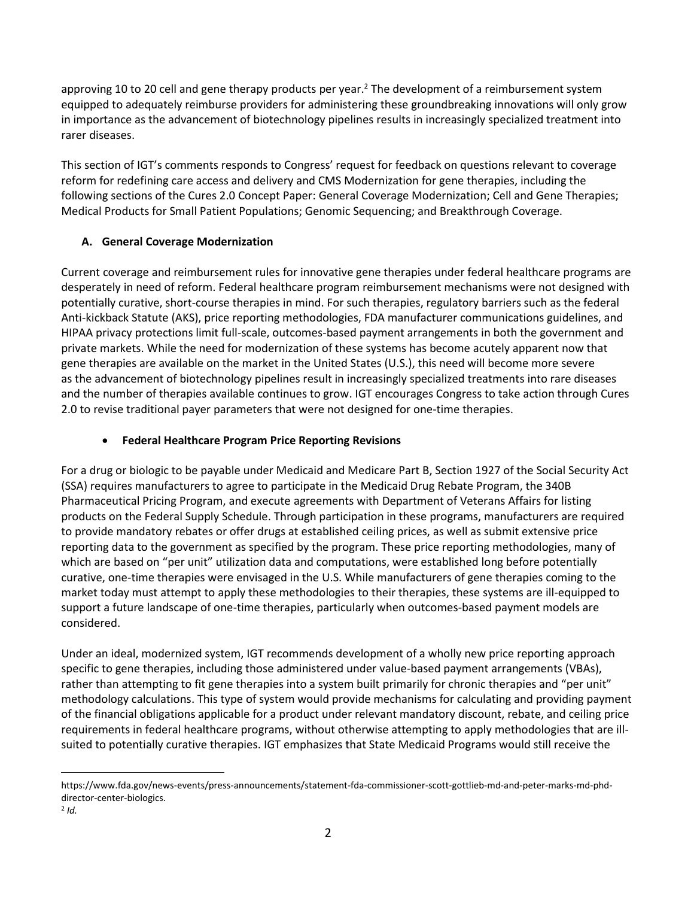approving 10 to 20 cell and gene therapy products per year.[2] The development of a reimbursement system equipped to adequately reimburse providers for administering these groundbreaking innovations will only grow in importance as the advancement of biotechnology pipelines results in increasingly specialized treatment into rarer diseases.

This section of IGT's comments responds to Congress' request for feedback on questions relevant to coverage reform for redefining care access and delivery and CMS Modernization for gene therapies, including the following sections of the Cures 2.0 Concept Paper: General Coverage Modernization; Cell and Gene Therapies; Medical Products for Small Patient Populations; Genomic Sequencing; and Breakthrough Coverage.

### A. General Coverage Modernization

Current coverage and reimbursement rules for innovative gene therapies under federal healthcare programs are desperately in need of reform. Federal healthcare program reimbursement mechanisms were not designed with potentially curative, short-course therapies in mind. For such therapies, regulatory barriers such as the federal Anti-kickback Statute (AKS), price reporting methodologies, FDA manufacturer communications guidelines, and HIPAA privacy protections limit full-scale, outcomes-based payment arrangements in both the government and private markets. While the need for modernization of these systems has become acutely apparent now that gene therapies are available on the market in the United States (U.S.), this need will become more severe as the advancement of biotechnology pipelines result in increasingly specialized treatments into rare diseases and the number of therapies available continues to grow. IGT encourages Congress to take action through Cures 2.0 to revise traditional payer parameters that were not designed for one-time therapies.

- **Federal Healthcare Program Price Reporting Revisions**

For a drug or biologic to be payable under Medicaid and Medicare Part B, Section 1927 of the Social Security Act (SSA) requires manufacturers to agree to participate in the Medicaid Drug Rebate Program, the 340B Pharmaceutical Pricing Program, and execute agreements with Department of Veterans Affairs for listing products on the Federal Supply Schedule. Through participation in these programs, manufacturers are required to provide mandatory rebates or offer drugs at established ceiling prices, as well as submit extensive price reporting data to the government as specified by the program. These price reporting methodologies, many of which are based on "per unit" utilization data and computations, were established long before potentially curative, one-time therapies were envisaged in the U.S. While manufacturers of gene therapies coming to the market today must attempt to apply these methodologies to their therapies, these systems are ill-equipped to support a future landscape of one-time therapies, particularly when outcomes-based payment models are considered.

Under an ideal, modernized system, IGT recommends development of a wholly new price reporting approach specific to gene therapies, including those administered under value-based payment arrangements (VBAs), rather than attempting to fit gene therapies into a system built primarily for chronic therapies and "per unit" methodology calculations. This type of system would provide mechanisms for calculating and providing payment of the financial obligations applicable for a product under relevant mandatory discount, rebate, and ceiling price requirements in federal healthcare programs, without otherwise attempting to apply methodologies that are ill-suited to potentially curative therapies. IGT emphasizes that State Medicaid Programs would still receive the

---

https://www.fda.gov/news-events/press-announcements/statement-fda-commissioner-scott-gottlieb-md-and-peter-marks-md-phd-director-center-biologics.

[2] *Id.*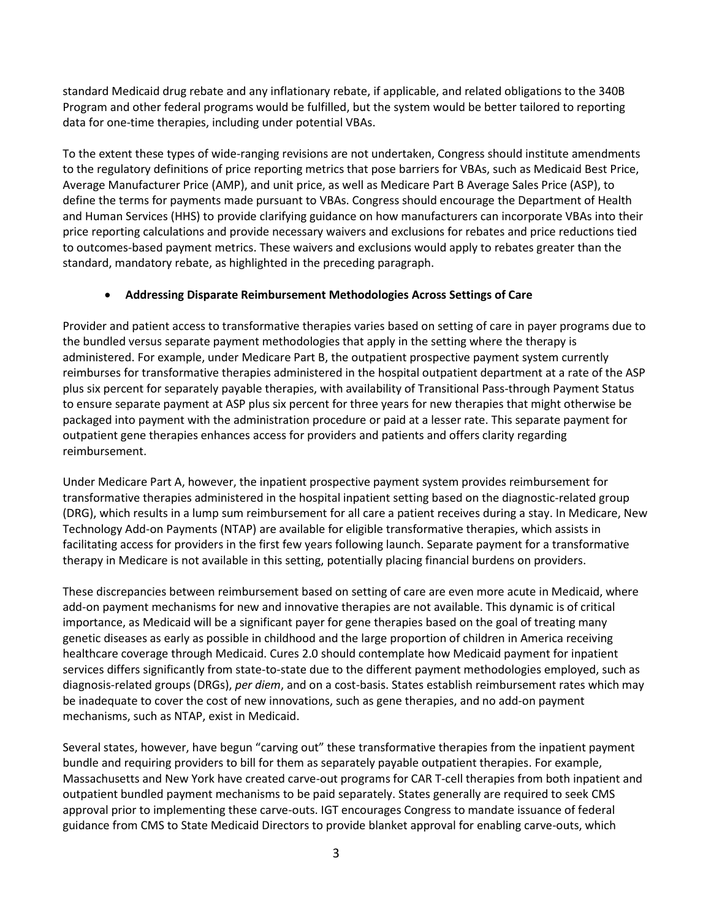standard Medicaid drug rebate and any inflationary rebate, if applicable, and related obligations to the 340B Program and other federal programs would be fulfilled, but the system would be better tailored to reporting data for one-time therapies, including under potential VBAs.

To the extent these types of wide-ranging revisions are not undertaken, Congress should institute amendments to the regulatory definitions of price reporting metrics that pose barriers for VBAs, such as Medicaid Best Price, Average Manufacturer Price (AMP), and unit price, as well as Medicare Part B Average Sales Price (ASP), to define the terms for payments made pursuant to VBAs. Congress should encourage the Department of Health and Human Services (HHS) to provide clarifying guidance on how manufacturers can incorporate VBAs into their price reporting calculations and provide necessary waivers and exclusions for rebates and price reductions tied to outcomes-based payment metrics. These waivers and exclusions would apply to rebates greater than the standard, mandatory rebate, as highlighted in the preceding paragraph.

- **Addressing Disparate Reimbursement Methodologies Across Settings of Care**

Provider and patient access to transformative therapies varies based on setting of care in payer programs due to the bundled versus separate payment methodologies that apply in the setting where the therapy is administered. For example, under Medicare Part B, the outpatient prospective payment system currently reimburses for transformative therapies administered in the hospital outpatient department at a rate of the ASP plus six percent for separately payable therapies, with availability of Transitional Pass-through Payment Status to ensure separate payment at ASP plus six percent for three years for new therapies that might otherwise be packaged into payment with the administration procedure or paid at a lesser rate. This separate payment for outpatient gene therapies enhances access for providers and patients and offers clarity regarding reimbursement.

Under Medicare Part A, however, the inpatient prospective payment system provides reimbursement for transformative therapies administered in the hospital inpatient setting based on the diagnostic-related group (DRG), which results in a lump sum reimbursement for all care a patient receives during a stay. In Medicare, New Technology Add-on Payments (NTAP) are available for eligible transformative therapies, which assists in facilitating access for providers in the first few years following launch. Separate payment for a transformative therapy in Medicare is not available in this setting, potentially placing financial burdens on providers.

These discrepancies between reimbursement based on setting of care are even more acute in Medicaid, where add-on payment mechanisms for new and innovative therapies are not available. This dynamic is of critical importance, as Medicaid will be a significant payer for gene therapies based on the goal of treating many genetic diseases as early as possible in childhood and the large proportion of children in America receiving healthcare coverage through Medicaid. Cures 2.0 should contemplate how Medicaid payment for inpatient services differs significantly from state-to-state due to the different payment methodologies employed, such as diagnosis-related groups (DRGs), *per diem*, and on a cost-basis. States establish reimbursement rates which may be inadequate to cover the cost of new innovations, such as gene therapies, and no add-on payment mechanisms, such as NTAP, exist in Medicaid.

Several states, however, have begun "carving out" these transformative therapies from the inpatient payment bundle and requiring providers to bill for them as separately payable outpatient therapies. For example, Massachusetts and New York have created carve-out programs for CAR T-cell therapies from both inpatient and outpatient bundled payment mechanisms to be paid separately. States generally are required to seek CMS approval prior to implementing these carve-outs. IGT encourages Congress to mandate issuance of federal guidance from CMS to State Medicaid Directors to provide blanket approval for enabling carve-outs, which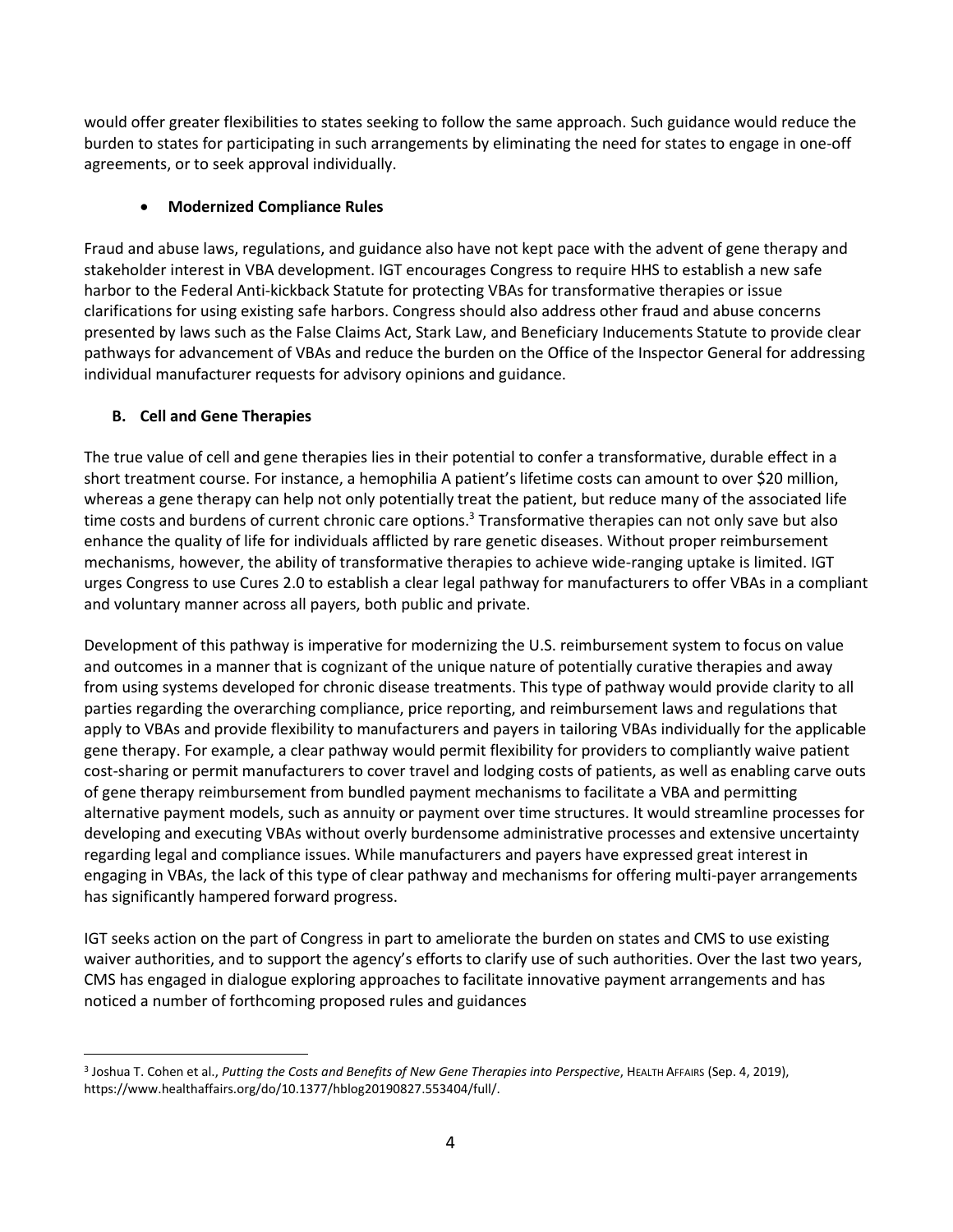would offer greater flexibilities to states seeking to follow the same approach. Such guidance would reduce the burden to states for participating in such arrangements by eliminating the need for states to engage in one-off agreements, or to seek approval individually.

- **Modernized Compliance Rules**

Fraud and abuse laws, regulations, and guidance also have not kept pace with the advent of gene therapy and stakeholder interest in VBA development. IGT encourages Congress to require HHS to establish a new safe harbor to the Federal Anti-kickback Statute for protecting VBAs for transformative therapies or issue clarifications for using existing safe harbors. Congress should also address other fraud and abuse concerns presented by laws such as the False Claims Act, Stark Law, and Beneficiary Inducements Statute to provide clear pathways for advancement of VBAs and reduce the burden on the Office of the Inspector General for addressing individual manufacturer requests for advisory opinions and guidance.

### B. Cell and Gene Therapies

The true value of cell and gene therapies lies in their potential to confer a transformative, durable effect in a short treatment course. For instance, a hemophilia A patient's lifetime costs can amount to over $20 million, whereas a gene therapy can help not only potentially treat the patient, but reduce many of the associated life time costs and burdens of current chronic care options.[3] Transformative therapies can not only save but also enhance the quality of life for individuals afflicted by rare genetic diseases. Without proper reimbursement mechanisms, however, the ability of transformative therapies to achieve wide-ranging uptake is limited. IGT urges Congress to use Cures 2.0 to establish a clear legal pathway for manufacturers to offer VBAs in a compliant and voluntary manner across all payers, both public and private.

Development of this pathway is imperative for modernizing the U.S. reimbursement system to focus on value and outcomes in a manner that is cognizant of the unique nature of potentially curative therapies and away from using systems developed for chronic disease treatments. This type of pathway would provide clarity to all parties regarding the overarching compliance, price reporting, and reimbursement laws and regulations that apply to VBAs and provide flexibility to manufacturers and payers in tailoring VBAs individually for the applicable gene therapy. For example, a clear pathway would permit flexibility for providers to compliantly waive patient cost-sharing or permit manufacturers to cover travel and lodging costs of patients, as well as enabling carve outs of gene therapy reimbursement from bundled payment mechanisms to facilitate a VBA and permitting alternative payment models, such as annuity or payment over time structures. It would streamline processes for developing and executing VBAs without overly burdensome administrative processes and extensive uncertainty regarding legal and compliance issues. While manufacturers and payers have expressed great interest in engaging in VBAs, the lack of this type of clear pathway and mechanisms for offering multi-payer arrangements has significantly hampered forward progress.

IGT seeks action on the part of Congress in part to ameliorate the burden on states and CMS to use existing waiver authorities, and to support the agency's efforts to clarify use of such authorities. Over the last two years, CMS has engaged in dialogue exploring approaches to facilitate innovative payment arrangements and has noticed a number of forthcoming proposed rules and guidances

---

[3] Joshua T. Cohen et al., *Putting the Costs and Benefits of New Gene Therapies into Perspective*, HEALTH AFFAIRS (Sep. 4, 2019), https://www.healthaffairs.org/do/10.1377/hblog20190827.553404/full/.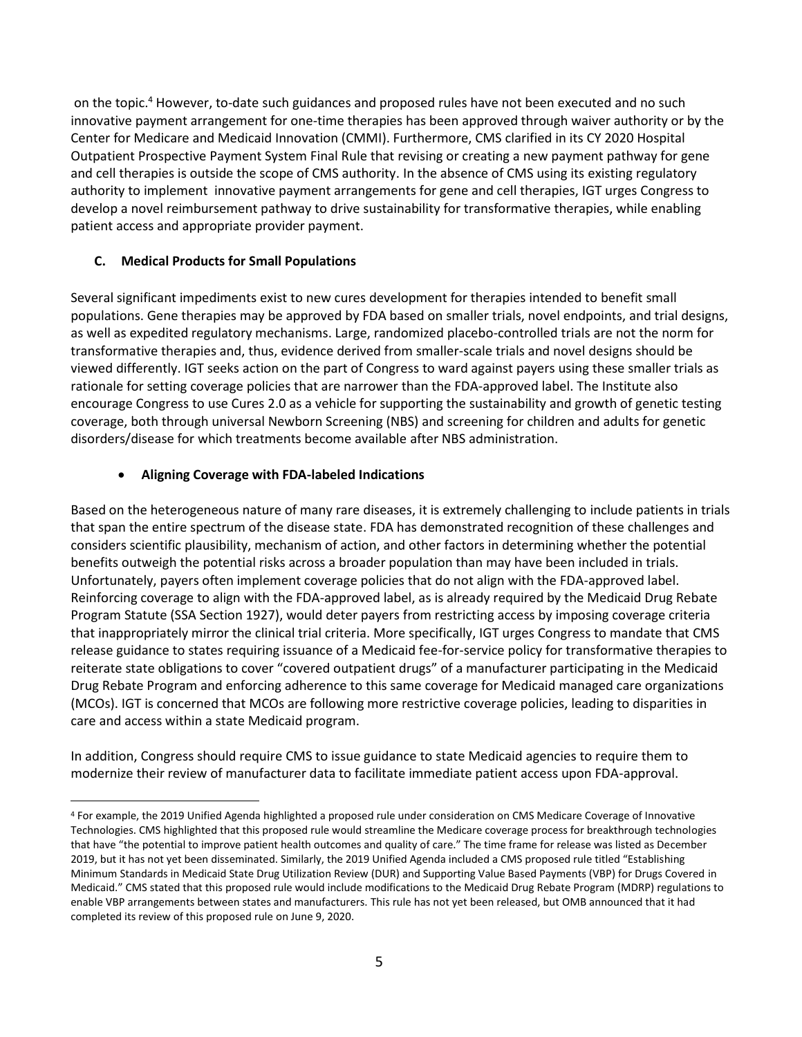on the topic.[4] However, to-date such guidances and proposed rules have not been executed and no such innovative payment arrangement for one-time therapies has been approved through waiver authority or by the Center for Medicare and Medicaid Innovation (CMMI). Furthermore, CMS clarified in its CY 2020 Hospital Outpatient Prospective Payment System Final Rule that revising or creating a new payment pathway for gene and cell therapies is outside the scope of CMS authority. In the absence of CMS using its existing regulatory authority to implement innovative payment arrangements for gene and cell therapies, IGT urges Congress to develop a novel reimbursement pathway to drive sustainability for transformative therapies, while enabling patient access and appropriate provider payment.

### C. Medical Products for Small Populations

Several significant impediments exist to new cures development for therapies intended to benefit small populations. Gene therapies may be approved by FDA based on smaller trials, novel endpoints, and trial designs, as well as expedited regulatory mechanisms. Large, randomized placebo-controlled trials are not the norm for transformative therapies and, thus, evidence derived from smaller-scale trials and novel designs should be viewed differently. IGT seeks action on the part of Congress to ward against payers using these smaller trials as rationale for setting coverage policies that are narrower than the FDA-approved label. The Institute also encourage Congress to use Cures 2.0 as a vehicle for supporting the sustainability and growth of genetic testing coverage, both through universal Newborn Screening (NBS) and screening for children and adults for genetic disorders/disease for which treatments become available after NBS administration.

- **Aligning Coverage with FDA-labeled Indications**

Based on the heterogeneous nature of many rare diseases, it is extremely challenging to include patients in trials that span the entire spectrum of the disease state. FDA has demonstrated recognition of these challenges and considers scientific plausibility, mechanism of action, and other factors in determining whether the potential benefits outweigh the potential risks across a broader population than may have been included in trials. Unfortunately, payers often implement coverage policies that do not align with the FDA-approved label. Reinforcing coverage to align with the FDA-approved label, as is already required by the Medicaid Drug Rebate Program Statute (SSA Section 1927), would deter payers from restricting access by imposing coverage criteria that inappropriately mirror the clinical trial criteria. More specifically, IGT urges Congress to mandate that CMS release guidance to states requiring issuance of a Medicaid fee-for-service policy for transformative therapies to reiterate state obligations to cover "covered outpatient drugs" of a manufacturer participating in the Medicaid Drug Rebate Program and enforcing adherence to this same coverage for Medicaid managed care organizations (MCOs). IGT is concerned that MCOs are following more restrictive coverage policies, leading to disparities in care and access within a state Medicaid program.

In addition, Congress should require CMS to issue guidance to state Medicaid agencies to require them to modernize their review of manufacturer data to facilitate immediate patient access upon FDA-approval.

---

[4] For example, the 2019 Unified Agenda highlighted a proposed rule under consideration on CMS Medicare Coverage of Innovative Technologies. CMS highlighted that this proposed rule would streamline the Medicare coverage process for breakthrough technologies that have "the potential to improve patient health outcomes and quality of care." The time frame for release was listed as December 2019, but it has not yet been disseminated. Similarly, the 2019 Unified Agenda included a CMS proposed rule titled "Establishing Minimum Standards in Medicaid State Drug Utilization Review (DUR) and Supporting Value Based Payments (VBP) for Drugs Covered in Medicaid." CMS stated that this proposed rule would include modifications to the Medicaid Drug Rebate Program (MDRP) regulations to enable VBP arrangements between states and manufacturers. This rule has not yet been released, but OMB announced that it had completed its review of this proposed rule on June 9, 2020.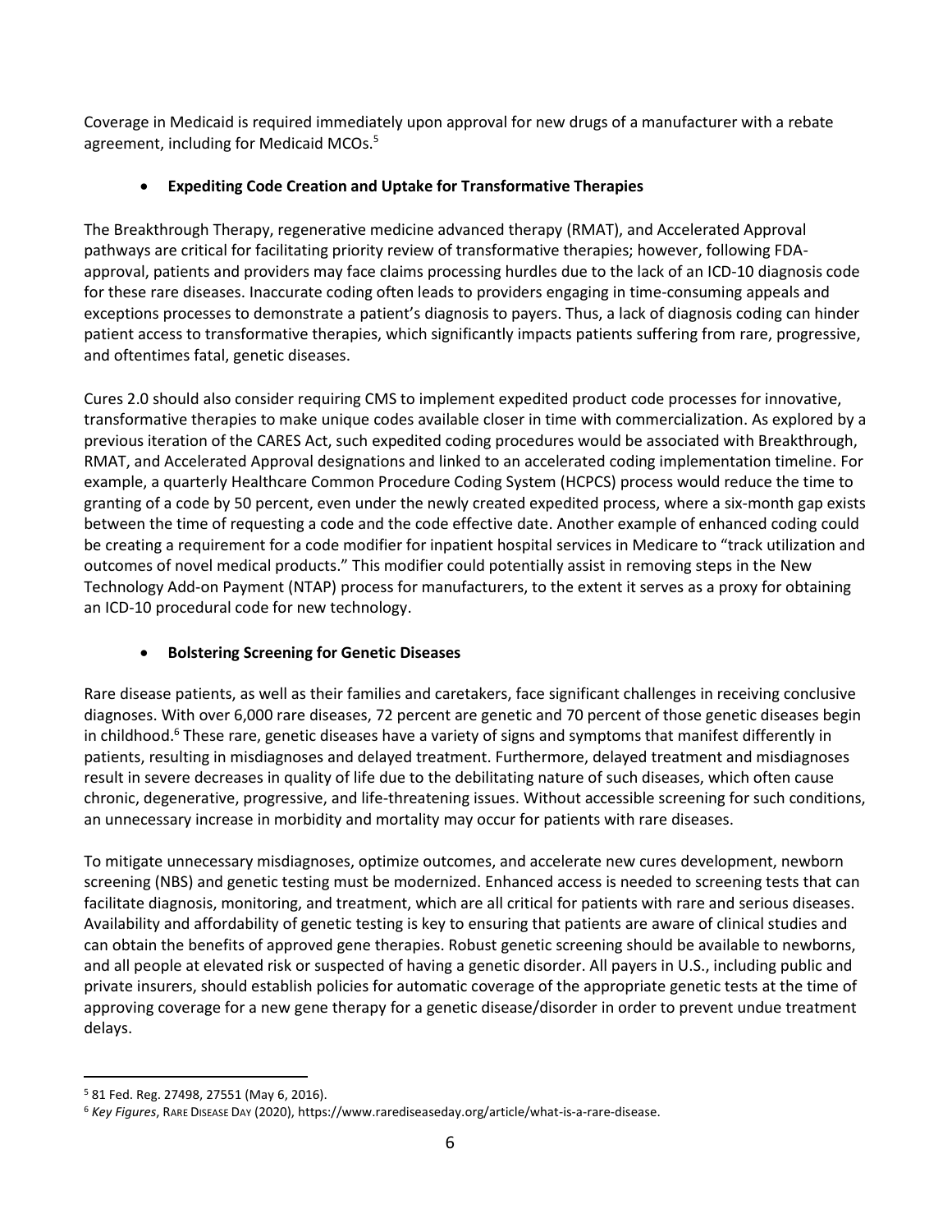Coverage in Medicaid is required immediately upon approval for new drugs of a manufacturer with a rebate agreement, including for Medicaid MCOs.[5]

- **Expediting Code Creation and Uptake for Transformative Therapies**

The Breakthrough Therapy, regenerative medicine advanced therapy (RMAT), and Accelerated Approval pathways are critical for facilitating priority review of transformative therapies; however, following FDA-approval, patients and providers may face claims processing hurdles due to the lack of an ICD-10 diagnosis code for these rare diseases. Inaccurate coding often leads to providers engaging in time-consuming appeals and exceptions processes to demonstrate a patient's diagnosis to payers. Thus, a lack of diagnosis coding can hinder patient access to transformative therapies, which significantly impacts patients suffering from rare, progressive, and oftentimes fatal, genetic diseases.

Cures 2.0 should also consider requiring CMS to implement expedited product code processes for innovative, transformative therapies to make unique codes available closer in time with commercialization. As explored by a previous iteration of the CARES Act, such expedited coding procedures would be associated with Breakthrough, RMAT, and Accelerated Approval designations and linked to an accelerated coding implementation timeline. For example, a quarterly Healthcare Common Procedure Coding System (HCPCS) process would reduce the time to granting of a code by 50 percent, even under the newly created expedited process, where a six-month gap exists between the time of requesting a code and the code effective date. Another example of enhanced coding could be creating a requirement for a code modifier for inpatient hospital services in Medicare to "track utilization and outcomes of novel medical products." This modifier could potentially assist in removing steps in the New Technology Add-on Payment (NTAP) process for manufacturers, to the extent it serves as a proxy for obtaining an ICD-10 procedural code for new technology.

- **Bolstering Screening for Genetic Diseases**

Rare disease patients, as well as their families and caretakers, face significant challenges in receiving conclusive diagnoses. With over 6,000 rare diseases, 72 percent are genetic and 70 percent of those genetic diseases begin in childhood.[6] These rare, genetic diseases have a variety of signs and symptoms that manifest differently in patients, resulting in misdiagnoses and delayed treatment. Furthermore, delayed treatment and misdiagnoses result in severe decreases in quality of life due to the debilitating nature of such diseases, which often cause chronic, degenerative, progressive, and life-threatening issues. Without accessible screening for such conditions, an unnecessary increase in morbidity and mortality may occur for patients with rare diseases.

To mitigate unnecessary misdiagnoses, optimize outcomes, and accelerate new cures development, newborn screening (NBS) and genetic testing must be modernized. Enhanced access is needed to screening tests that can facilitate diagnosis, monitoring, and treatment, which are all critical for patients with rare and serious diseases. Availability and affordability of genetic testing is key to ensuring that patients are aware of clinical studies and can obtain the benefits of approved gene therapies. Robust genetic screening should be available to newborns, and all people at elevated risk or suspected of having a genetic disorder. All payers in U.S., including public and private insurers, should establish policies for automatic coverage of the appropriate genetic tests at the time of approving coverage for a new gene therapy for a genetic disease/disorder in order to prevent undue treatment delays.

---

[5] 81 Fed. Reg. 27498, 27551 (May 6, 2016).

[6] *Key Figures*, RARE DISEASE DAY (2020), https://www.rarediseaseday.org/article/what-is-a-rare-disease.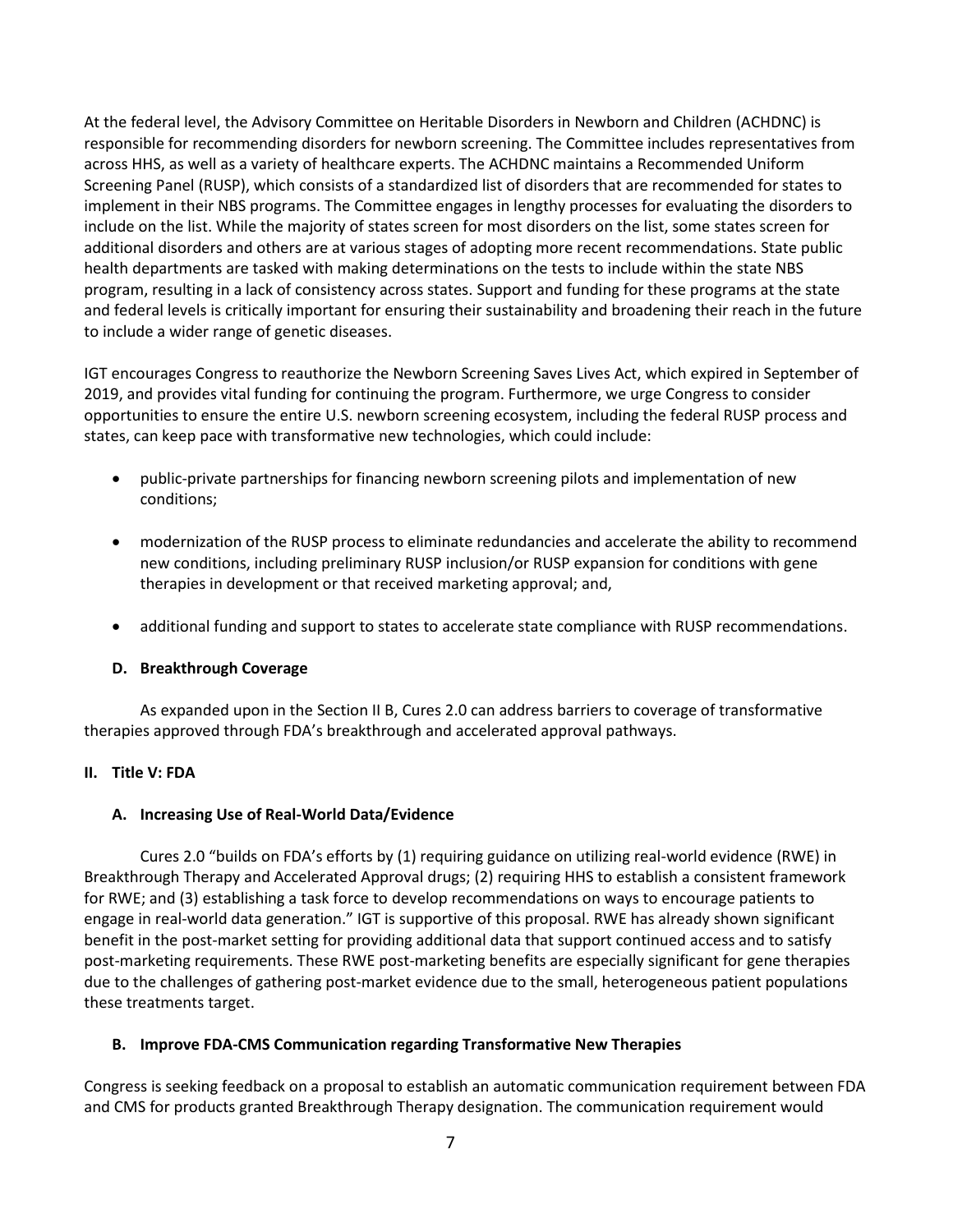At the federal level, the Advisory Committee on Heritable Disorders in Newborn and Children (ACHDNC) is responsible for recommending disorders for newborn screening. The Committee includes representatives from across HHS, as well as a variety of healthcare experts. The ACHDNC maintains a Recommended Uniform Screening Panel (RUSP), which consists of a standardized list of disorders that are recommended for states to implement in their NBS programs. The Committee engages in lengthy processes for evaluating the disorders to include on the list. While the majority of states screen for most disorders on the list, some states screen for additional disorders and others are at various stages of adopting more recent recommendations. State public health departments are tasked with making determinations on the tests to include within the state NBS program, resulting in a lack of consistency across states. Support and funding for these programs at the state and federal levels is critically important for ensuring their sustainability and broadening their reach in the future to include a wider range of genetic diseases.

IGT encourages Congress to reauthorize the Newborn Screening Saves Lives Act, which expired in September of 2019, and provides vital funding for continuing the program. Furthermore, we urge Congress to consider opportunities to ensure the entire U.S. newborn screening ecosystem, including the federal RUSP process and states, can keep pace with transformative new technologies, which could include:

- public-private partnerships for financing newborn screening pilots and implementation of new conditions;
- modernization of the RUSP process to eliminate redundancies and accelerate the ability to recommend new conditions, including preliminary RUSP inclusion/or RUSP expansion for conditions with gene therapies in development or that received marketing approval; and,
- additional funding and support to states to accelerate state compliance with RUSP recommendations.

### D. Breakthrough Coverage

As expanded upon in the Section II B, Cures 2.0 can address barriers to coverage of transformative therapies approved through FDA's breakthrough and accelerated approval pathways.

## II. Title V: FDA

### A. Increasing Use of Real-World Data/Evidence

Cures 2.0 "builds on FDA's efforts by (1) requiring guidance on utilizing real-world evidence (RWE) in Breakthrough Therapy and Accelerated Approval drugs; (2) requiring HHS to establish a consistent framework for RWE; and (3) establishing a task force to develop recommendations on ways to encourage patients to engage in real-world data generation." IGT is supportive of this proposal. RWE has already shown significant benefit in the post-market setting for providing additional data that support continued access and to satisfy post-marketing requirements. These RWE post-marketing benefits are especially significant for gene therapies due to the challenges of gathering post-market evidence due to the small, heterogeneous patient populations these treatments target.

### B. Improve FDA-CMS Communication regarding Transformative New Therapies

Congress is seeking feedback on a proposal to establish an automatic communication requirement between FDA and CMS for products granted Breakthrough Therapy designation. The communication requirement would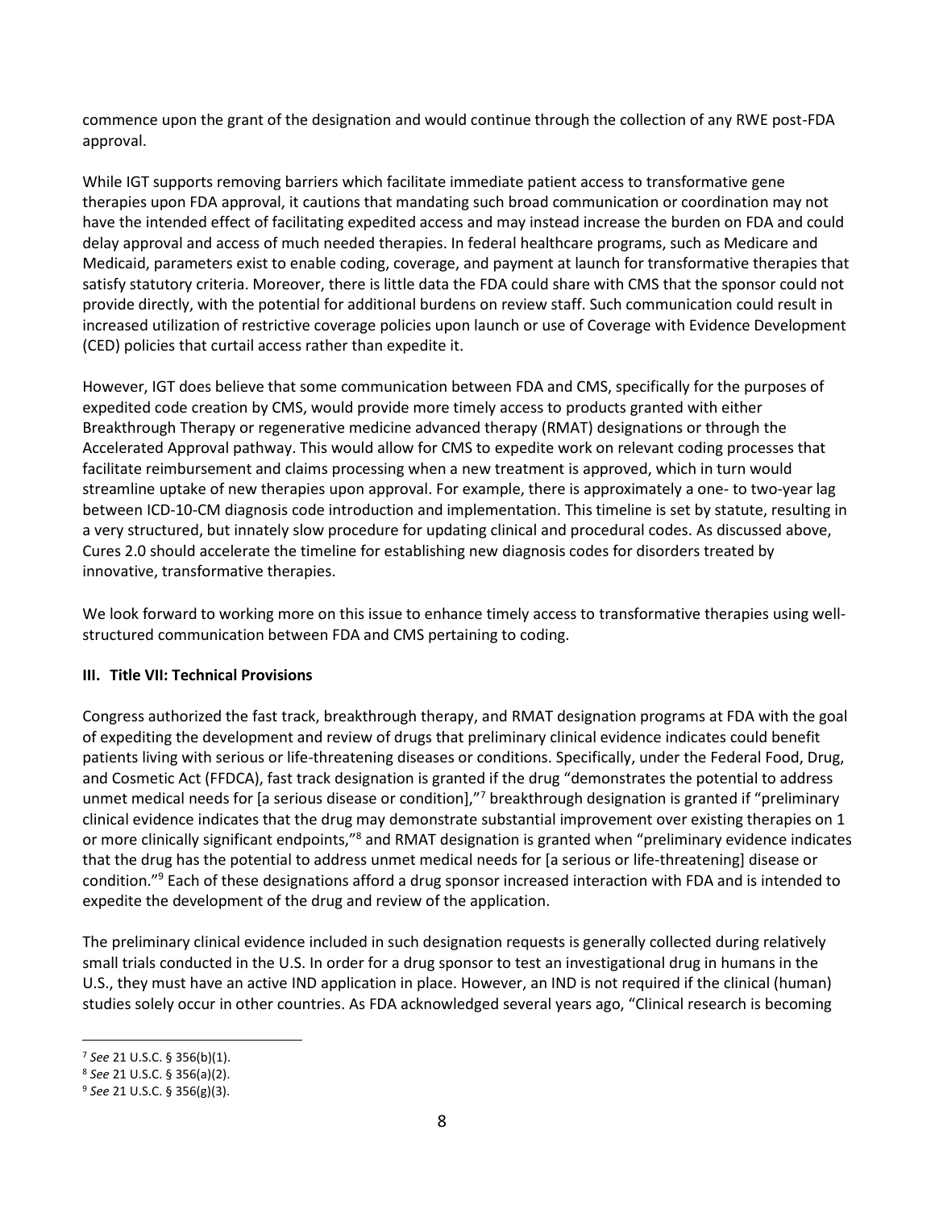commence upon the grant of the designation and would continue through the collection of any RWE post-FDA approval.

While IGT supports removing barriers which facilitate immediate patient access to transformative gene therapies upon FDA approval, it cautions that mandating such broad communication or coordination may not have the intended effect of facilitating expedited access and may instead increase the burden on FDA and could delay approval and access of much needed therapies. In federal healthcare programs, such as Medicare and Medicaid, parameters exist to enable coding, coverage, and payment at launch for transformative therapies that satisfy statutory criteria. Moreover, there is little data the FDA could share with CMS that the sponsor could not provide directly, with the potential for additional burdens on review staff. Such communication could result in increased utilization of restrictive coverage policies upon launch or use of Coverage with Evidence Development (CED) policies that curtail access rather than expedite it.

However, IGT does believe that some communication between FDA and CMS, specifically for the purposes of expedited code creation by CMS, would provide more timely access to products granted with either Breakthrough Therapy or regenerative medicine advanced therapy (RMAT) designations or through the Accelerated Approval pathway. This would allow for CMS to expedite work on relevant coding processes that facilitate reimbursement and claims processing when a new treatment is approved, which in turn would streamline uptake of new therapies upon approval. For example, there is approximately a one- to two-year lag between ICD-10-CM diagnosis code introduction and implementation. This timeline is set by statute, resulting in a very structured, but innately slow procedure for updating clinical and procedural codes. As discussed above, Cures 2.0 should accelerate the timeline for establishing new diagnosis codes for disorders treated by innovative, transformative therapies.

We look forward to working more on this issue to enhance timely access to transformative therapies using well-structured communication between FDA and CMS pertaining to coding.

### III. Title VII: Technical Provisions

Congress authorized the fast track, breakthrough therapy, and RMAT designation programs at FDA with the goal of expediting the development and review of drugs that preliminary clinical evidence indicates could benefit patients living with serious or life-threatening diseases or conditions. Specifically, under the Federal Food, Drug, and Cosmetic Act (FFDCA), fast track designation is granted if the drug "demonstrates the potential to address unmet medical needs for [a serious disease or condition],"[7] breakthrough designation is granted if "preliminary clinical evidence indicates that the drug may demonstrate substantial improvement over existing therapies on 1 or more clinically significant endpoints,"[8] and RMAT designation is granted when "preliminary evidence indicates that the drug has the potential to address unmet medical needs for [a serious or life-threatening] disease or condition."[9] Each of these designations afford a drug sponsor increased interaction with FDA and is intended to expedite the development of the drug and review of the application.

The preliminary clinical evidence included in such designation requests is generally collected during relatively small trials conducted in the U.S. In order for a drug sponsor to test an investigational drug in humans in the U.S., they must have an active IND application in place. However, an IND is not required if the clinical (human) studies solely occur in other countries. As FDA acknowledged several years ago, "Clinical research is becoming

---

[7] *See* 21 U.S.C. § 356(b)(1).

[8] *See* 21 U.S.C. § 356(a)(2).

[9] *See* 21 U.S.C. § 356(g)(3).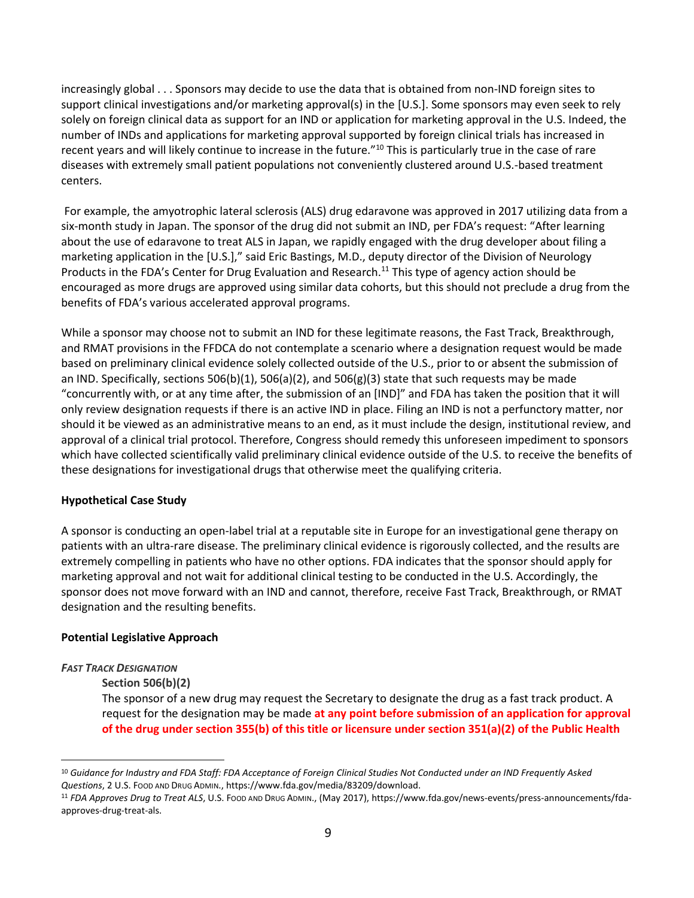increasingly global . . . Sponsors may decide to use the data that is obtained from non-IND foreign sites to support clinical investigations and/or marketing approval(s) in the [U.S.]. Some sponsors may even seek to rely solely on foreign clinical data as support for an IND or application for marketing approval in the U.S. Indeed, the number of INDs and applications for marketing approval supported by foreign clinical trials has increased in recent years and will likely continue to increase in the future."[10] This is particularly true in the case of rare diseases with extremely small patient populations not conveniently clustered around U.S.-based treatment centers.

For example, the amyotrophic lateral sclerosis (ALS) drug edaravone was approved in 2017 utilizing data from a six-month study in Japan. The sponsor of the drug did not submit an IND, per FDA's request: "After learning about the use of edaravone to treat ALS in Japan, we rapidly engaged with the drug developer about filing a marketing application in the [U.S.]," said Eric Bastings, M.D., deputy director of the Division of Neurology Products in the FDA's Center for Drug Evaluation and Research.[11] This type of agency action should be encouraged as more drugs are approved using similar data cohorts, but this should not preclude a drug from the benefits of FDA's various accelerated approval programs.

While a sponsor may choose not to submit an IND for these legitimate reasons, the Fast Track, Breakthrough, and RMAT provisions in the FFDCA do not contemplate a scenario where a designation request would be made based on preliminary clinical evidence solely collected outside of the U.S., prior to or absent the submission of an IND. Specifically, sections 506(b)(1), 506(a)(2), and 506(g)(3) state that such requests may be made "concurrently with, or at any time after, the submission of an [IND]" and FDA has taken the position that it will only review designation requests if there is an active IND in place. Filing an IND is not a perfunctory matter, nor should it be viewed as an administrative means to an end, as it must include the design, institutional review, and approval of a clinical trial protocol. Therefore, Congress should remedy this unforeseen impediment to sponsors which have collected scientifically valid preliminary clinical evidence outside of the U.S. to receive the benefits of these designations for investigational drugs that otherwise meet the qualifying criteria.

**Hypothetical Case Study**

A sponsor is conducting an open-label trial at a reputable site in Europe for an investigational gene therapy on patients with an ultra-rare disease. The preliminary clinical evidence is rigorously collected, and the results are extremely compelling in patients who have no other options. FDA indicates that the sponsor should apply for marketing approval and not wait for additional clinical testing to be conducted in the U.S. Accordingly, the sponsor does not move forward with an IND and cannot, therefore, receive Fast Track, Breakthrough, or RMAT designation and the resulting benefits.

**Potential Legislative Approach**

***FAST TRACK DESIGNATION***

**Section 506(b)(2)**

The sponsor of a new drug may request the Secretary to designate the drug as a fast track product. A request for the designation may be made **at any point before submission of an application for approval of the drug under section 355(b) of this title or licensure under section 351(a)(2) of the Public Health**

[10] *Guidance for Industry and FDA Staff: FDA Acceptance of Foreign Clinical Studies Not Conducted under an IND Frequently Asked Questions*, 2 U.S. FOOD AND DRUG ADMIN., https://www.fda.gov/media/83209/download.

[11] *FDA Approves Drug to Treat ALS*, U.S. FOOD AND DRUG ADMIN., (May 2017), https://www.fda.gov/news-events/press-announcements/fda-approves-drug-treat-als.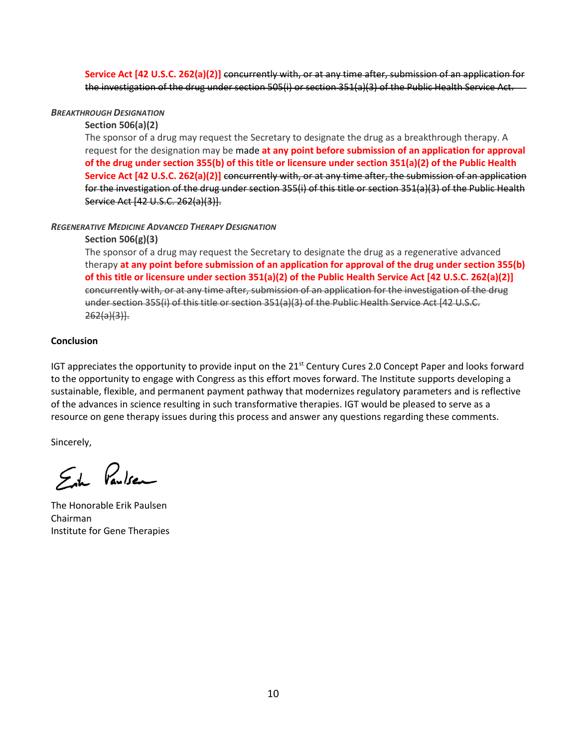**Service Act [42 U.S.C. 262(a)(2)]** ~~concurrently with, or at any time after, submission of an application for the investigation of the drug under section 505(i) or section 351(a)(3) of the Public Health Service Act.~~

***BREAKTHROUGH DESIGNATION***

**Section 506(a)(2)**

The sponsor of a drug may request the Secretary to designate the drug as a breakthrough therapy. A request for the designation may be made **at any point before submission of an application for approval of the drug under section 355(b) of this title or licensure under section 351(a)(2) of the Public Health Service Act [42 U.S.C. 262(a)(2)]** ~~concurrently with, or at any time after, the submission of an application for the investigation of the drug under section 355(i) of this title or section 351(a)(3) of the Public Health Service Act [42 U.S.C. 262(a)(3)].~~

***REGENERATIVE MEDICINE ADVANCED THERAPY DESIGNATION***

**Section 506(g)(3)**

The sponsor of a drug may request the Secretary to designate the drug as a regenerative advanced therapy **at any point before submission of an application for approval of the drug under section 355(b) of this title or licensure under section 351(a)(2) of the Public Health Service Act [42 U.S.C. 262(a)(2)]** ~~concurrently with, or at any time after, submission of an application for the investigation of the drug under section 355(i) of this title or section 351(a)(3) of the Public Health Service Act [42 U.S.C. 262(a)(3)].~~

**Conclusion**

IGT appreciates the opportunity to provide input on the 21st Century Cures 2.0 Concept Paper and looks forward to the opportunity to engage with Congress as this effort moves forward. The Institute supports developing a sustainable, flexible, and permanent payment pathway that modernizes regulatory parameters and is reflective of the advances in science resulting in such transformative therapies. IGT would be pleased to serve as a resource on gene therapy issues during this process and answer any questions regarding these comments.

Sincerely,

The Honorable Erik Paulsen
Chairman
Institute for Gene Therapies